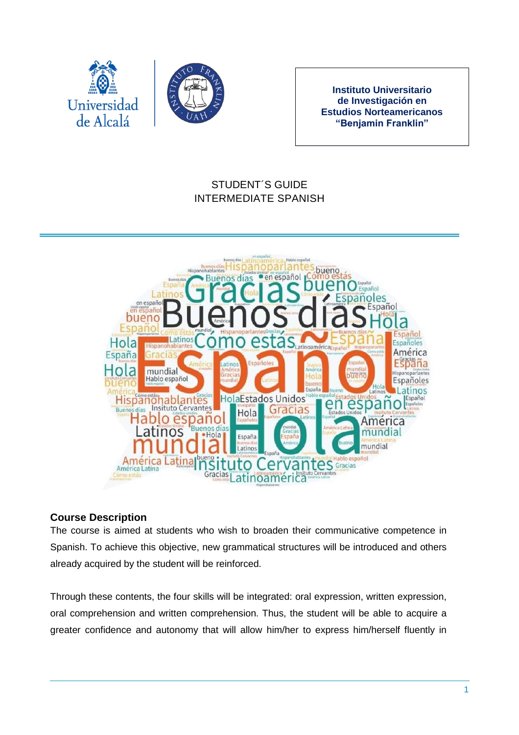Universidad de Alcalá

Instituto Universitario de Investigación en Estudios Norteamericanos "Benjamin Franklin"

STUDENT´S GUIDE
INTERMEDIATE SPANISH

## Course Description

The course is aimed at students who wish to broaden their communicative competence in Spanish. To achieve this objective, new grammatical structures will be introduced and others already acquired by the student will be reinforced.

Through these contents, the four skills will be integrated: oral expression, written expression, oral comprehension and written comprehension. Thus, the student will be able to acquire a greater confidence and autonomy that will allow him/her to express him/herself fluently in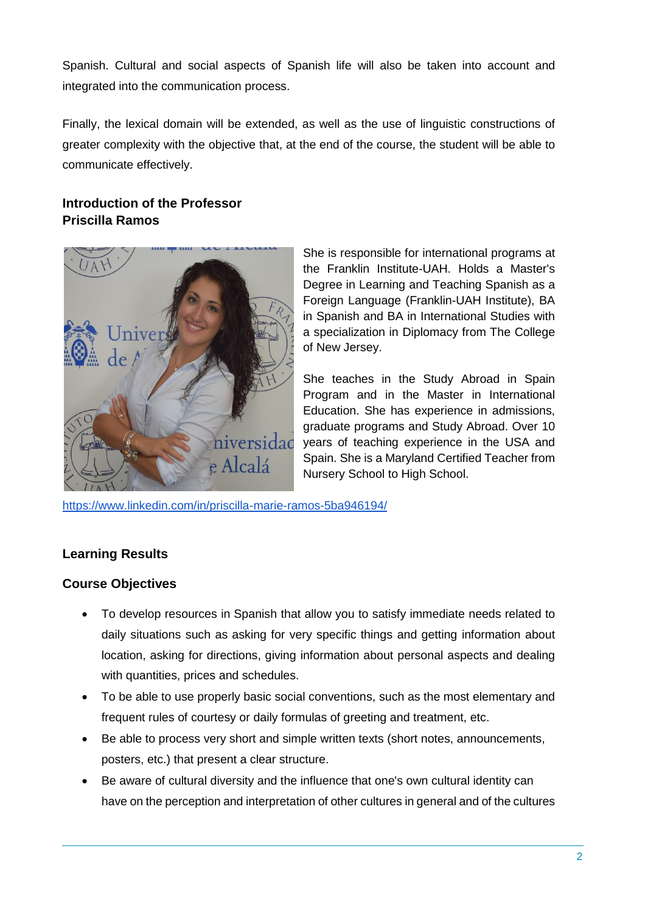Spanish. Cultural and social aspects of Spanish life will also be taken into account and integrated into the communication process.

Finally, the lexical domain will be extended, as well as the use of linguistic constructions of greater complexity with the objective that, at the end of the course, the student will be able to communicate effectively.

**Introduction of the Professor**
**Priscilla Ramos**

She is responsible for international programs at the Franklin Institute-UAH. Holds a Master's Degree in Learning and Teaching Spanish as a Foreign Language (Franklin-UAH Institute), BA in Spanish and BA in International Studies with a specialization in Diplomacy from The College of New Jersey.

She teaches in the Study Abroad in Spain Program and in the Master in International Education. She has experience in admissions, graduate programs and Study Abroad. Over 10 years of teaching experience in the USA and Spain. She is a Maryland Certified Teacher from Nursery School to High School.

https://www.linkedin.com/in/priscilla-marie-ramos-5ba946194/

## Learning Results

### Course Objectives

- To develop resources in Spanish that allow you to satisfy immediate needs related to daily situations such as asking for very specific things and getting information about location, asking for directions, giving information about personal aspects and dealing with quantities, prices and schedules.
- To be able to use properly basic social conventions, such as the most elementary and frequent rules of courtesy or daily formulas of greeting and treatment, etc.
- Be able to process very short and simple written texts (short notes, announcements, posters, etc.) that present a clear structure.
- Be aware of cultural diversity and the influence that one's own cultural identity can have on the perception and interpretation of other cultures in general and of the cultures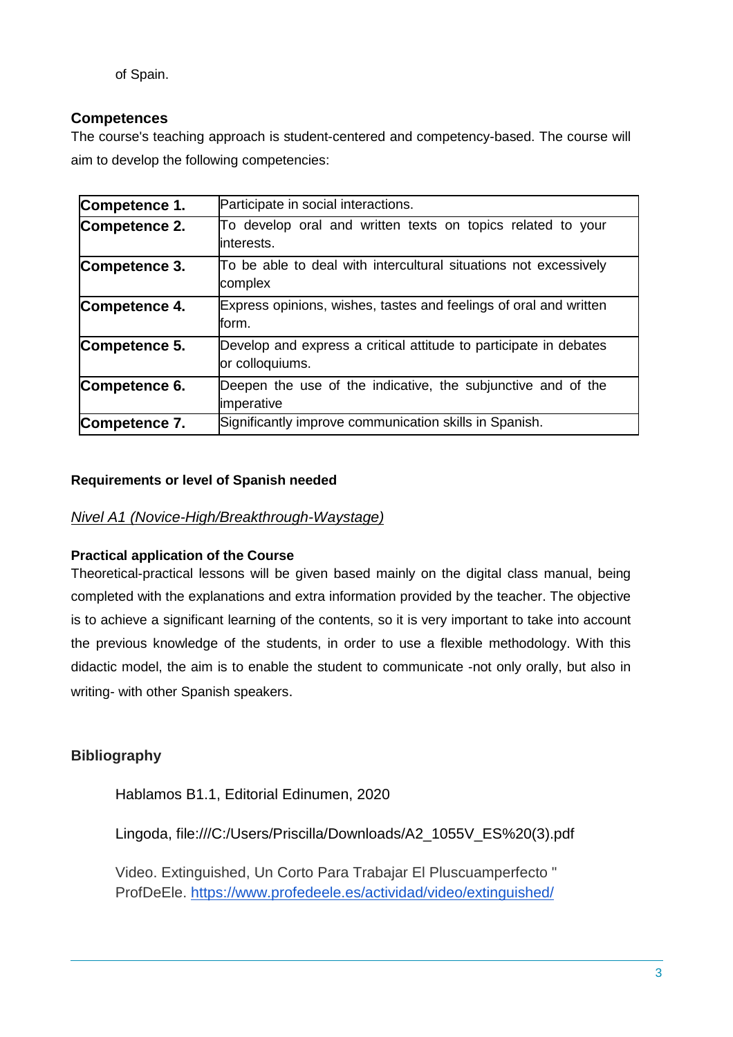of Spain.

## Competences

The course's teaching approach is student-centered and competency-based. The course will aim to develop the following competencies:

| | |
|---|---|
| **Competence 1.** | Participate in social interactions. |
| **Competence 2.** | To develop oral and written texts on topics related to your interests. |
| **Competence 3.** | To be able to deal with intercultural situations not excessively complex |
| **Competence 4.** | Express opinions, wishes, tastes and feelings of oral and written form. |
| **Competence 5.** | Develop and express a critical attitude to participate in debates or colloquiums. |
| **Competence 6.** | Deepen the use of the indicative, the subjunctive and of the imperative |
| **Competence 7.** | Significantly improve communication skills in Spanish. |

### Requirements or level of Spanish needed

*Nivel A1 (Novice-High/Breakthrough-Waystage)*

### Practical application of the Course

Theoretical-practical lessons will be given based mainly on the digital class manual, being completed with the explanations and extra information provided by the teacher. The objective is to achieve a significant learning of the contents, so it is very important to take into account the previous knowledge of the students, in order to use a flexible methodology. With this didactic model, the aim is to enable the student to communicate -not only orally, but also in writing- with other Spanish speakers.

## Bibliography

Hablamos B1.1, Editorial Edinumen, 2020

Lingoda, file:///C:/Users/Priscilla/Downloads/A2_1055V_ES%20(3).pdf

Video. Extinguished, Un Corto Para Trabajar El Pluscuamperfecto " ProfDeEle. https://www.profedeele.es/actividad/video/extinguished/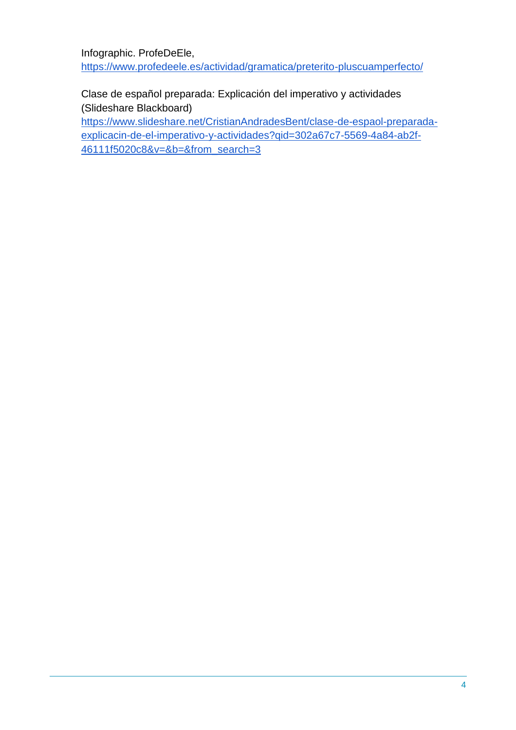Infographic. ProfeDeEle,
https://www.profedeele.es/actividad/gramatica/preterito-pluscuamperfecto/

Clase de español preparada: Explicación del imperativo y actividades (Slideshare Blackboard)
https://www.slideshare.net/CristianAndradesBent/clase-de-espaol-preparada-explicacin-de-el-imperativo-y-actividades?qid=302a67c7-5569-4a84-ab2f-46111f5020c8&v=&b=&from_search=3